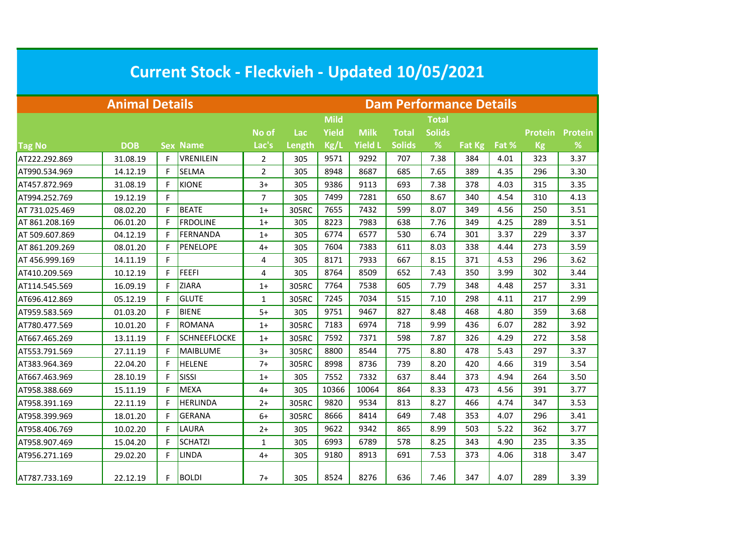# Current Stock - Fleckvieh - Updated 10/05/2021

| Animal Details | | | | Dam Performance Details | | | | | | | | | | |
|---|---|---|---|---|---|---|---|---|---|---|---|---|---|---|
| Tag No | DOB | Sex | Name | No of Lac's | Lac Length | Mild Yield Kg/L | Milk Yield L | Total Solids | Total Solids % | Fat Kg | Fat % | Protein Kg | Protein % |
| AT222.292.869 | 31.08.19 | F | VRENILEIN | 2 | 305 | 9571 | 9292 | 707 | 7.38 | 384 | 4.01 | 323 | 3.37 |
| AT990.534.969 | 14.12.19 | F | SELMA | 2 | 305 | 8948 | 8687 | 685 | 7.65 | 389 | 4.35 | 296 | 3.30 |
| AT457.872.969 | 31.08.19 | F | KIONE | 3+ | 305 | 9386 | 9113 | 693 | 7.38 | 378 | 4.03 | 315 | 3.35 |
| AT994.252.769 | 19.12.19 | F | | 7 | 305 | 7499 | 7281 | 650 | 8.67 | 340 | 4.54 | 310 | 4.13 |
| AT 731.025.469 | 08.02.20 | F | BEATE | 1+ | 305RC | 7655 | 7432 | 599 | 8.07 | 349 | 4.56 | 250 | 3.51 |
| AT 861.208.169 | 06.01.20 | F | FRDOLINE | 1+ | 305 | 8223 | 7983 | 638 | 7.76 | 349 | 4.25 | 289 | 3.51 |
| AT 509.607.869 | 04.12.19 | F | FERNANDA | 1+ | 305 | 6774 | 6577 | 530 | 6.74 | 301 | 3.37 | 229 | 3.37 |
| AT 861.209.269 | 08.01.20 | F | PENELOPE | 4+ | 305 | 7604 | 7383 | 611 | 8.03 | 338 | 4.44 | 273 | 3.59 |
| AT 456.999.169 | 14.11.19 | F | | 4 | 305 | 8171 | 7933 | 667 | 8.15 | 371 | 4.53 | 296 | 3.62 |
| AT410.209.569 | 10.12.19 | F | FEEFI | 4 | 305 | 8764 | 8509 | 652 | 7.43 | 350 | 3.99 | 302 | 3.44 |
| AT114.545.569 | 16.09.19 | F | ZIARA | 1+ | 305RC | 7764 | 7538 | 605 | 7.79 | 348 | 4.48 | 257 | 3.31 |
| AT696.412.869 | 05.12.19 | F | GLUTE | 1 | 305RC | 7245 | 7034 | 515 | 7.10 | 298 | 4.11 | 217 | 2.99 |
| AT959.583.569 | 01.03.20 | F | BIENE | 5+ | 305 | 9751 | 9467 | 827 | 8.48 | 468 | 4.80 | 359 | 3.68 |
| AT780.477.569 | 10.01.20 | F | ROMANA | 1+ | 305RC | 7183 | 6974 | 718 | 9.99 | 436 | 6.07 | 282 | 3.92 |
| AT667.465.269 | 13.11.19 | F | SCHNEEFLOCKE | 1+ | 305RC | 7592 | 7371 | 598 | 7.87 | 326 | 4.29 | 272 | 3.58 |
| AT553.791.569 | 27.11.19 | F | MAIBLUME | 3+ | 305RC | 8800 | 8544 | 775 | 8.80 | 478 | 5.43 | 297 | 3.37 |
| AT383.964.369 | 22.04.20 | F | HELENE | 7+ | 305RC | 8998 | 8736 | 739 | 8.20 | 420 | 4.66 | 319 | 3.54 |
| AT667.463.969 | 28.10.19 | F | SISSI | 1+ | 305 | 7552 | 7332 | 637 | 8.44 | 373 | 4.94 | 264 | 3.50 |
| AT958.388.669 | 15.11.19 | F | MEXA | 4+ | 305 | 10366 | 10064 | 864 | 8.33 | 473 | 4.56 | 391 | 3.77 |
| AT958.391.169 | 22.11.19 | F | HERLINDA | 2+ | 305RC | 9820 | 9534 | 813 | 8.27 | 466 | 4.74 | 347 | 3.53 |
| AT958.399.969 | 18.01.20 | F | GERANA | 6+ | 305RC | 8666 | 8414 | 649 | 7.48 | 353 | 4.07 | 296 | 3.41 |
| AT958.406.769 | 10.02.20 | F | LAURA | 2+ | 305 | 9622 | 9342 | 865 | 8.99 | 503 | 5.22 | 362 | 3.77 |
| AT958.907.469 | 15.04.20 | F | SCHATZI | 1 | 305 | 6993 | 6789 | 578 | 8.25 | 343 | 4.90 | 235 | 3.35 |
| AT956.271.169 | 29.02.20 | F | LINDA | 4+ | 305 | 9180 | 8913 | 691 | 7.53 | 373 | 4.06 | 318 | 3.47 |
| AT787.733.169 | 22.12.19 | F | BOLDI | 7+ | 305 | 8524 | 8276 | 636 | 7.46 | 347 | 4.07 | 289 | 3.39 |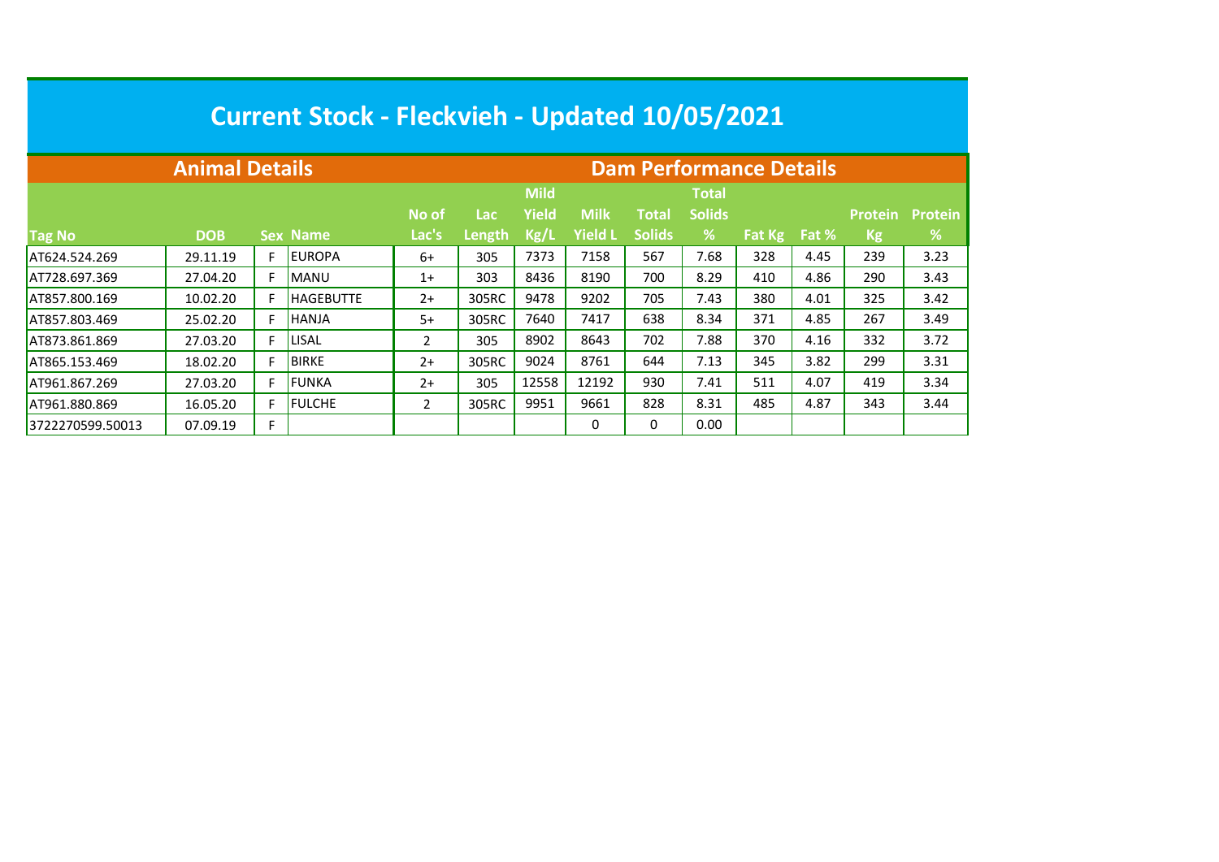# Current Stock - Fleckvieh - Updated 10/05/2021

| Animal Details | | | | Dam Performance Details | | | | | | | | | |
|---|---|---|---|---|---|---|---|---|---|---|---|---|---|
| Tag No | DOB | Sex | Name | No of Lac's | Lac Length | Mild Yield Kg/L | Milk Yield L | Total Solids | Total Solids % | Fat Kg | Fat % | Protein Kg | Protein % |
| AT624.524.269 | 29.11.19 | F | EUROPA | 6+ | 305 | 7373 | 7158 | 567 | 7.68 | 328 | 4.45 | 239 | 3.23 |
| AT728.697.369 | 27.04.20 | F | MANU | 1+ | 303 | 8436 | 8190 | 700 | 8.29 | 410 | 4.86 | 290 | 3.43 |
| AT857.800.169 | 10.02.20 | F | HAGEBUTTE | 2+ | 305RC | 9478 | 9202 | 705 | 7.43 | 380 | 4.01 | 325 | 3.42 |
| AT857.803.469 | 25.02.20 | F | HANJA | 5+ | 305RC | 7640 | 7417 | 638 | 8.34 | 371 | 4.85 | 267 | 3.49 |
| AT873.861.869 | 27.03.20 | F | LISAL | 2 | 305 | 8902 | 8643 | 702 | 7.88 | 370 | 4.16 | 332 | 3.72 |
| AT865.153.469 | 18.02.20 | F | BIRKE | 2+ | 305RC | 9024 | 8761 | 644 | 7.13 | 345 | 3.82 | 299 | 3.31 |
| AT961.867.269 | 27.03.20 | F | FUNKA | 2+ | 305 | 12558 | 12192 | 930 | 7.41 | 511 | 4.07 | 419 | 3.34 |
| AT961.880.869 | 16.05.20 | F | FULCHE | 2 | 305RC | 9951 | 9661 | 828 | 8.31 | 485 | 4.87 | 343 | 3.44 |
| 3722270599.50013 | 07.09.19 | F | | | | | 0 | 0 | 0.00 | | | | |